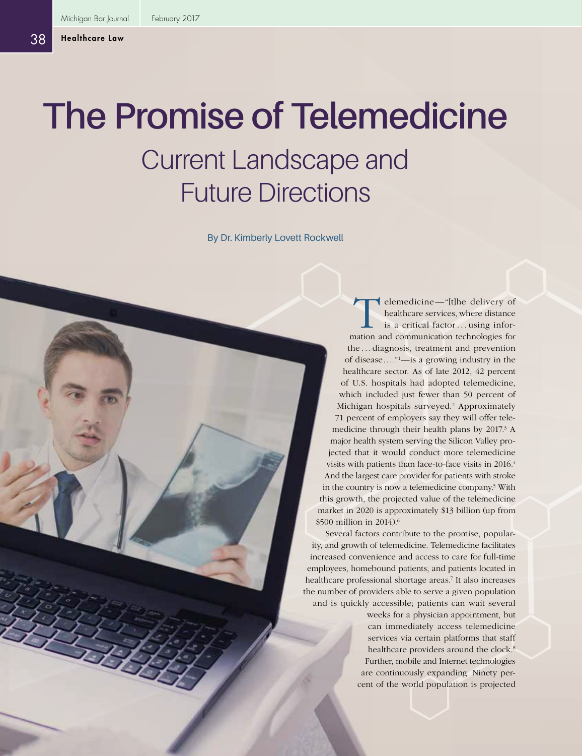# The Promise of Telemedicine

## Current Landscape and Future Directions

By Dr. Kimberly Lovett Rockwell

Telemedicine—"[t]he delivery of healthcare services, where distance is a critical factor . . . using information and communication technologies for the . . . diagnosis, treatment and prevention of disease. . . ."[1]—is a growing industry in the healthcare sector. As of late 2012, 42 percent of U.S. hospitals had adopted telemedicine, which included just fewer than 50 percent of Michigan hospitals surveyed.[2] Approximately 71 percent of employers say they will offer telemedicine through their health plans by 2017.[3] A major health system serving the Silicon Valley projected that it would conduct more telemedicine visits with patients than face-to-face visits in 2016.[4] And the largest care provider for patients with stroke in the country is now a telemedicine company.[5] With this growth, the projected value of the telemedicine market in 2020 is approximately $13 billion (up from $500 million in 2014).[6]

Several factors contribute to the promise, popularity, and growth of telemedicine. Telemedicine facilitates increased convenience and access to care for full-time employees, homebound patients, and patients located in healthcare professional shortage areas.[7] It also increases the number of providers able to serve a given population and is quickly accessible; patients can wait several weeks for a physician appointment, but can immediately access telemedicine services via certain platforms that staff healthcare providers around the clock.[8] Further, mobile and Internet technologies are continuously expanding. Ninety percent of the world population is projected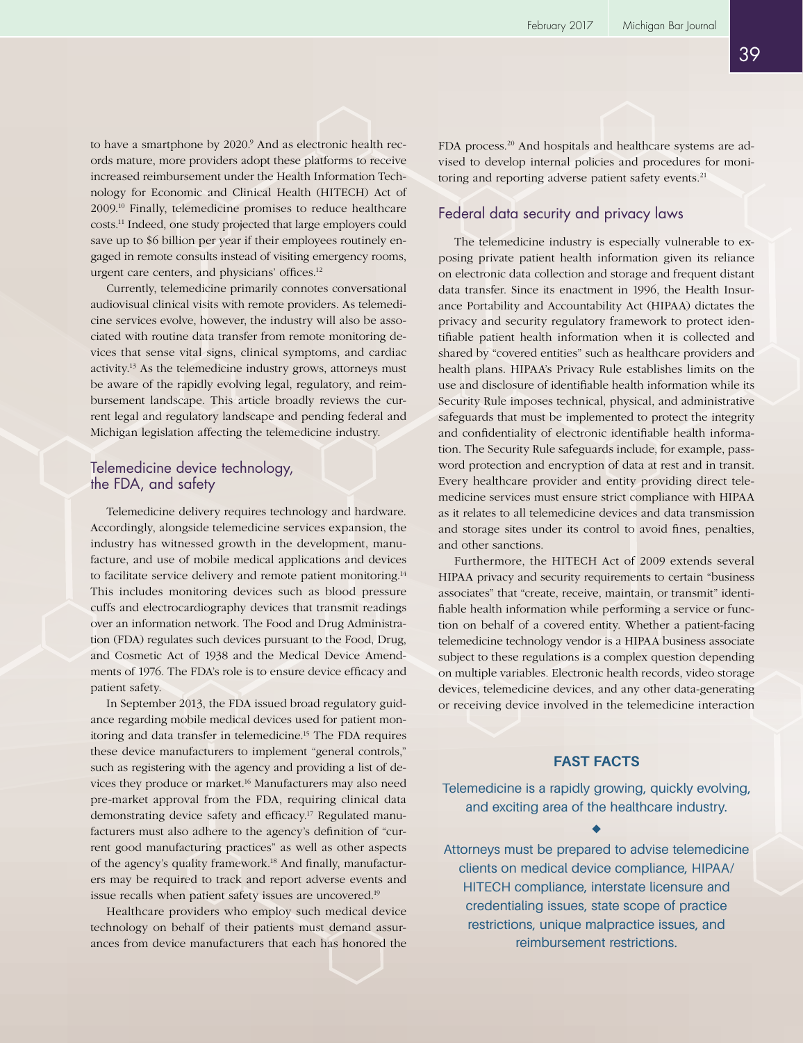to have a smartphone by 2020.[9] And as electronic health records mature, more providers adopt these platforms to receive increased reimbursement under the Health Information Technology for Economic and Clinical Health (HITECH) Act of 2009.[10] Finally, telemedicine promises to reduce healthcare costs.[11] Indeed, one study projected that large employers could save up to $6 billion per year if their employees routinely engaged in remote consults instead of visiting emergency rooms, urgent care centers, and physicians' offices.[12]

Currently, telemedicine primarily connotes conversational audiovisual clinical visits with remote providers. As telemedicine services evolve, however, the industry will also be associated with routine data transfer from remote monitoring devices that sense vital signs, clinical symptoms, and cardiac activity.[13] As the telemedicine industry grows, attorneys must be aware of the rapidly evolving legal, regulatory, and reimbursement landscape. This article broadly reviews the current legal and regulatory landscape and pending federal and Michigan legislation affecting the telemedicine industry.

## Telemedicine device technology, the FDA, and safety

Telemedicine delivery requires technology and hardware. Accordingly, alongside telemedicine services expansion, the industry has witnessed growth in the development, manufacture, and use of mobile medical applications and devices to facilitate service delivery and remote patient monitoring.[14] This includes monitoring devices such as blood pressure cuffs and electrocardiography devices that transmit readings over an information network. The Food and Drug Administration (FDA) regulates such devices pursuant to the Food, Drug, and Cosmetic Act of 1938 and the Medical Device Amendments of 1976. The FDA's role is to ensure device efficacy and patient safety.

In September 2013, the FDA issued broad regulatory guidance regarding mobile medical devices used for patient monitoring and data transfer in telemedicine.[15] The FDA requires these device manufacturers to implement "general controls," such as registering with the agency and providing a list of devices they produce or market.[16] Manufacturers may also need pre-market approval from the FDA, requiring clinical data demonstrating device safety and efficacy.[17] Regulated manufacturers must also adhere to the agency's definition of "current good manufacturing practices" as well as other aspects of the agency's quality framework.[18] And finally, manufacturers may be required to track and report adverse events and issue recalls when patient safety issues are uncovered.[19]

Healthcare providers who employ such medical device technology on behalf of their patients must demand assurances from device manufacturers that each has honored the FDA process.[20] And hospitals and healthcare systems are advised to develop internal policies and procedures for monitoring and reporting adverse patient safety events.[21]

## Federal data security and privacy laws

The telemedicine industry is especially vulnerable to exposing private patient health information given its reliance on electronic data collection and storage and frequent distant data transfer. Since its enactment in 1996, the Health Insurance Portability and Accountability Act (HIPAA) dictates the privacy and security regulatory framework to protect identifiable patient health information when it is collected and shared by "covered entities" such as healthcare providers and health plans. HIPAA's Privacy Rule establishes limits on the use and disclosure of identifiable health information while its Security Rule imposes technical, physical, and administrative safeguards that must be implemented to protect the integrity and confidentiality of electronic identifiable health information. The Security Rule safeguards include, for example, password protection and encryption of data at rest and in transit. Every healthcare provider and entity providing direct telemedicine services must ensure strict compliance with HIPAA as it relates to all telemedicine devices and data transmission and storage sites under its control to avoid fines, penalties, and other sanctions.

Furthermore, the HITECH Act of 2009 extends several HIPAA privacy and security requirements to certain "business associates" that "create, receive, maintain, or transmit" identifiable health information while performing a service or function on behalf of a covered entity. Whether a patient-facing telemedicine technology vendor is a HIPAA business associate subject to these regulations is a complex question depending on multiple variables. Electronic health records, video storage devices, telemedicine devices, and any other data-generating or receiving device involved in the telemedicine interaction

**FAST FACTS**

Telemedicine is a rapidly growing, quickly evolving, and exciting area of the healthcare industry.

◆

Attorneys must be prepared to advise telemedicine clients on medical device compliance, HIPAA/HITECH compliance, interstate licensure and credentialing issues, state scope of practice restrictions, unique malpractice issues, and reimbursement restrictions.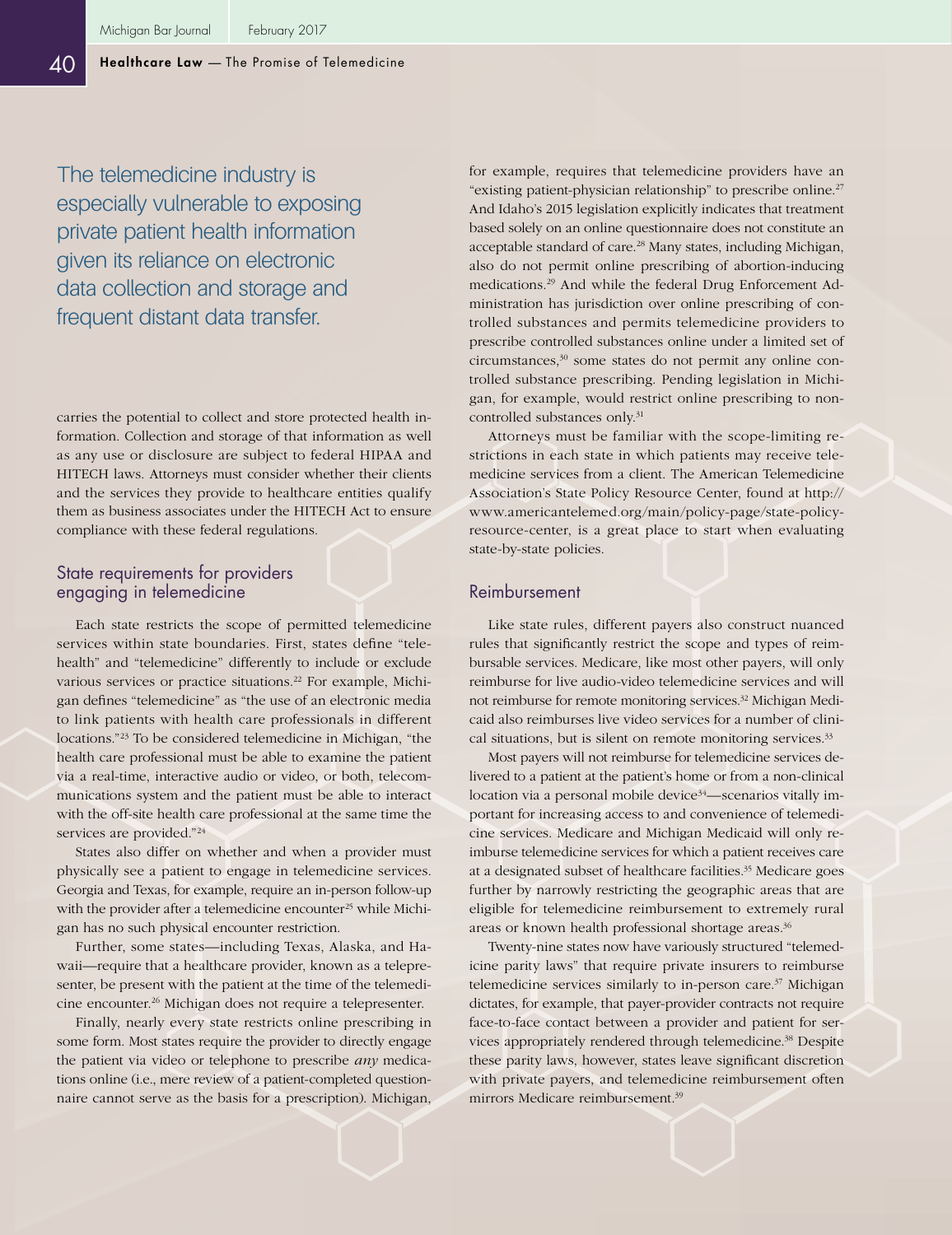> The telemedicine industry is especially vulnerable to exposing private patient health information given its reliance on electronic data collection and storage and frequent distant data transfer.

carries the potential to collect and store protected health information. Collection and storage of that information as well as any use or disclosure are subject to federal HIPAA and HITECH laws. Attorneys must consider whether their clients and the services they provide to healthcare entities qualify them as business associates under the HITECH Act to ensure compliance with these federal regulations.

## State requirements for providers engaging in telemedicine

Each state restricts the scope of permitted telemedicine services within state boundaries. First, states define "telehealth" and "telemedicine" differently to include or exclude various services or practice situations.[22] For example, Michigan defines "telemedicine" as "the use of an electronic media to link patients with health care professionals in different locations."[23] To be considered telemedicine in Michigan, "the health care professional must be able to examine the patient via a real-time, interactive audio or video, or both, telecommunications system and the patient must be able to interact with the off-site health care professional at the same time the services are provided."[24]

States also differ on whether and when a provider must physically see a patient to engage in telemedicine services. Georgia and Texas, for example, require an in-person follow-up with the provider after a telemedicine encounter[25] while Michigan has no such physical encounter restriction.

Further, some states—including Texas, Alaska, and Hawaii—require that a healthcare provider, known as a telepresenter, be present with the patient at the time of the telemedicine encounter.[26] Michigan does not require a telepresenter.

Finally, nearly every state restricts online prescribing in some form. Most states require the provider to directly engage the patient via video or telephone to prescribe *any* medications online (i.e., mere review of a patient-completed questionnaire cannot serve as the basis for a prescription). Michigan, for example, requires that telemedicine providers have an "existing patient-physician relationship" to prescribe online.[27] And Idaho's 2015 legislation explicitly indicates that treatment based solely on an online questionnaire does not constitute an acceptable standard of care.[28] Many states, including Michigan, also do not permit online prescribing of abortion-inducing medications.[29] And while the federal Drug Enforcement Administration has jurisdiction over online prescribing of controlled substances and permits telemedicine providers to prescribe controlled substances online under a limited set of circumstances,[30] some states do not permit any online controlled substance prescribing. Pending legislation in Michigan, for example, would restrict online prescribing to noncontrolled substances only.[31]

Attorneys must be familiar with the scope-limiting restrictions in each state in which patients may receive telemedicine services from a client. The American Telemedicine Association's State Policy Resource Center, found at http://www.americantelemed.org/main/policy-page/state-policy-resource-center, is a great place to start when evaluating state-by-state policies.

## Reimbursement

Like state rules, different payers also construct nuanced rules that significantly restrict the scope and types of reimbursable services. Medicare, like most other payers, will only reimburse for live audio-video telemedicine services and will not reimburse for remote monitoring services.[32] Michigan Medicaid also reimburses live video services for a number of clinical situations, but is silent on remote monitoring services.[33]

Most payers will not reimburse for telemedicine services delivered to a patient at the patient's home or from a non-clinical location via a personal mobile device[34]—scenarios vitally important for increasing access to and convenience of telemedicine services. Medicare and Michigan Medicaid will only reimburse telemedicine services for which a patient receives care at a designated subset of healthcare facilities.[35] Medicare goes further by narrowly restricting the geographic areas that are eligible for telemedicine reimbursement to extremely rural areas or known health professional shortage areas.[36]

Twenty-nine states now have variously structured "telemedicine parity laws" that require private insurers to reimburse telemedicine services similarly to in-person care.[37] Michigan dictates, for example, that payer-provider contracts not require face-to-face contact between a provider and patient for services appropriately rendered through telemedicine.[38] Despite these parity laws, however, states leave significant discretion with private payers, and telemedicine reimbursement often mirrors Medicare reimbursement.[39]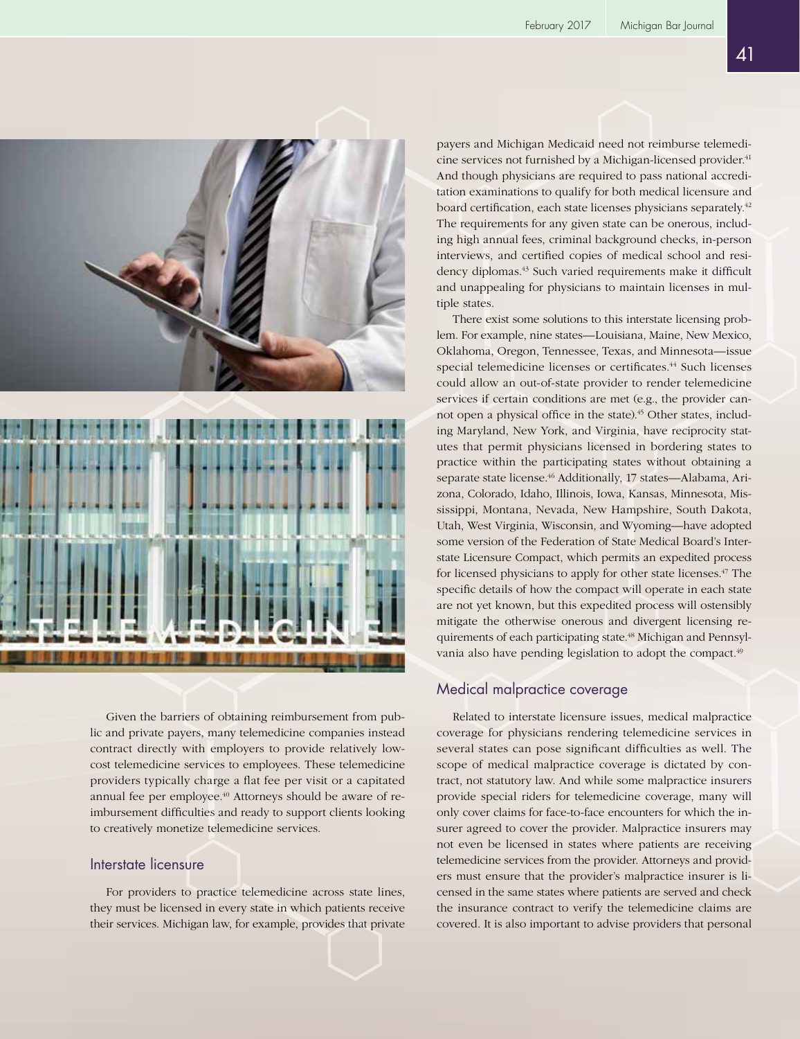Given the barriers of obtaining reimbursement from public and private payers, many telemedicine companies instead contract directly with employers to provide relatively low-cost telemedicine services to employees. These telemedicine providers typically charge a flat fee per visit or a capitated annual fee per employee.[40] Attorneys should be aware of reimbursement difficulties and ready to support clients looking to creatively monetize telemedicine services.

## Interstate licensure

For providers to practice telemedicine across state lines, they must be licensed in every state in which patients receive their services. Michigan law, for example, provides that private payers and Michigan Medicaid need not reimburse telemedicine services not furnished by a Michigan-licensed provider.[41] And though physicians are required to pass national accreditation examinations to qualify for both medical licensure and board certification, each state licenses physicians separately.[42] The requirements for any given state can be onerous, including high annual fees, criminal background checks, in-person interviews, and certified copies of medical school and residency diplomas.[43] Such varied requirements make it difficult and unappealing for physicians to maintain licenses in multiple states.

There exist some solutions to this interstate licensing problem. For example, nine states—Louisiana, Maine, New Mexico, Oklahoma, Oregon, Tennessee, Texas, and Minnesota—issue special telemedicine licenses or certificates.[44] Such licenses could allow an out-of-state provider to render telemedicine services if certain conditions are met (e.g., the provider cannot open a physical office in the state).[45] Other states, including Maryland, New York, and Virginia, have reciprocity statutes that permit physicians licensed in bordering states to practice within the participating states without obtaining a separate state license.[46] Additionally, 17 states—Alabama, Arizona, Colorado, Idaho, Illinois, Iowa, Kansas, Minnesota, Mississippi, Montana, Nevada, New Hampshire, South Dakota, Utah, West Virginia, Wisconsin, and Wyoming—have adopted some version of the Federation of State Medical Board's Interstate Licensure Compact, which permits an expedited process for licensed physicians to apply for other state licenses.[47] The specific details of how the compact will operate in each state are not yet known, but this expedited process will ostensibly mitigate the otherwise onerous and divergent licensing requirements of each participating state.[48] Michigan and Pennsylvania also have pending legislation to adopt the compact.[49]

## Medical malpractice coverage

Related to interstate licensure issues, medical malpractice coverage for physicians rendering telemedicine services in several states can pose significant difficulties as well. The scope of medical malpractice coverage is dictated by contract, not statutory law. And while some malpractice insurers provide special riders for telemedicine coverage, many will only cover claims for face-to-face encounters for which the insurer agreed to cover the provider. Malpractice insurers may not even be licensed in states where patients are receiving telemedicine services from the provider. Attorneys and providers must ensure that the provider's malpractice insurer is licensed in the same states where patients are served and check the insurance contract to verify the telemedicine claims are covered. It is also important to advise providers that personal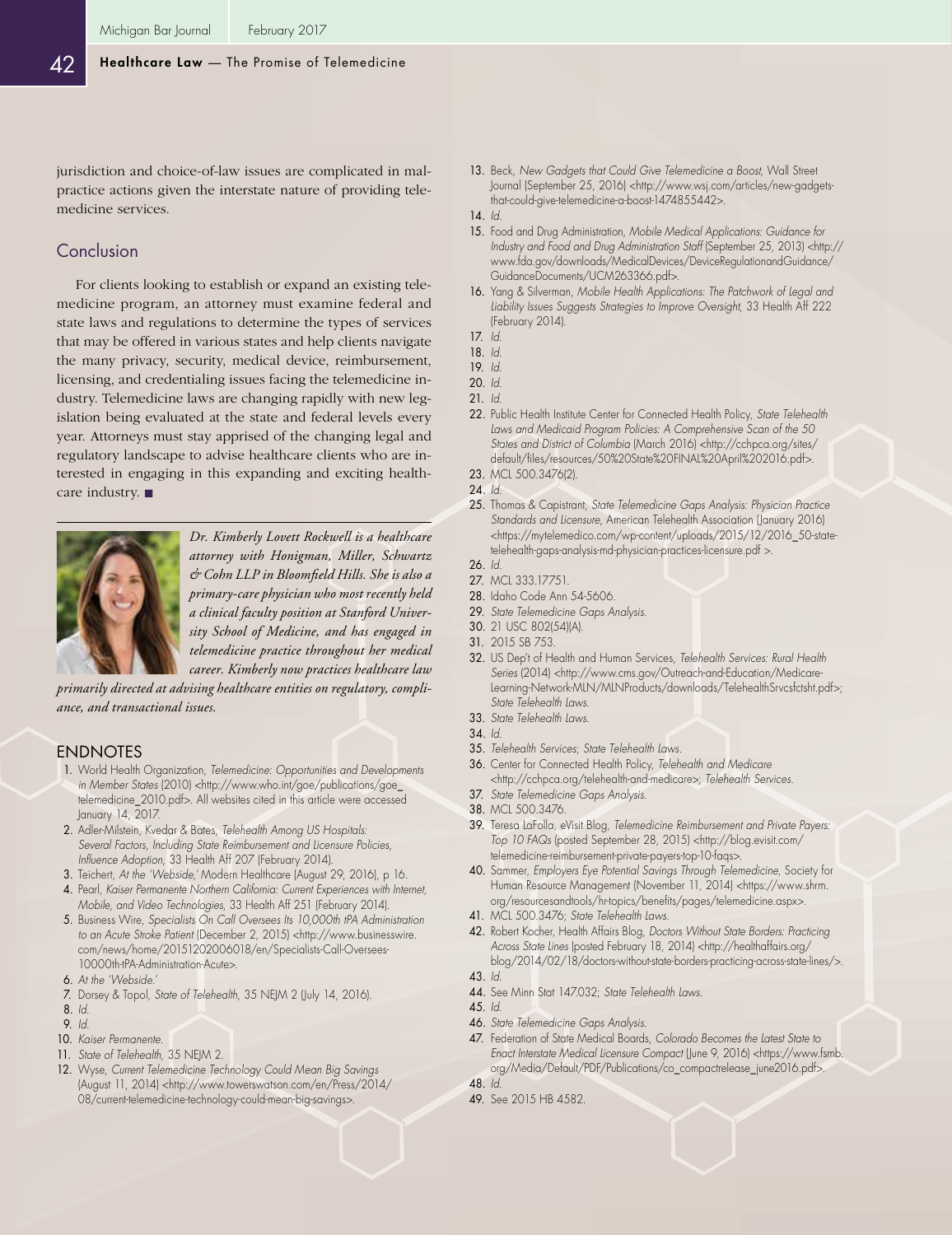jurisdiction and choice-of-law issues are complicated in malpractice actions given the interstate nature of providing telemedicine services.

## Conclusion

For clients looking to establish or expand an existing telemedicine program, an attorney must examine federal and state laws and regulations to determine the types of services that may be offered in various states and help clients navigate the many privacy, security, medical device, reimbursement, licensing, and credentialing issues facing the telemedicine industry. Telemedicine laws are changing rapidly with new legislation being evaluated at the state and federal levels every year. Attorneys must stay apprised of the changing legal and regulatory landscape to advise healthcare clients who are interested in engaging in this expanding and exciting healthcare industry. ■

*Dr. Kimberly Lovett Rockwell is a healthcare attorney with Honigman, Miller, Schwartz & Cohn LLP in Bloomfield Hills. She is also a primary-care physician who most recently held a clinical faculty position at Stanford University School of Medicine, and has engaged in telemedicine practice throughout her medical career. Kimberly now practices healthcare law primarily directed at advising healthcare entities on regulatory, compliance, and transactional issues.*

## ENDNOTES

1. World Health Organization, *Telemedicine: Opportunities and Developments in Member States* (2010) <http://www.who.int/goe/publications/goe_telemedicine_2010.pdf>. All websites cited in this article were accessed January 14, 2017.
2. Adler-Milstein, Kvedar & Bates, *Telehealth Among US Hospitals: Several Factors, Including State Reimbursement and Licensure Policies, Influence Adoption*, 33 Health Aff 207 (February 2014).
3. Teichert, *At the 'Webside,'* Modern Healthcare (August 29, 2016), p 16.
4. Pearl, *Kaiser Permanente Northern California: Current Experiences with Internet, Mobile, and Video Technologies*, 33 Health Aff 251 (February 2014).
5. Business Wire, *Specialists On Call Oversees Its 10,000th tPA Administration to an Acute Stroke Patient* (December 2, 2015) <http://www.businesswire.com/news/home/20151202006018/en/Specialists-Call-Oversees-10000th-tPA-Administration-Acute>.
6. *At the 'Webside.'*
7. Dorsey & Topol, *State of Telehealth*, 35 NEJM 2 (July 14, 2016).
8. *Id.*
9. *Id.*
10. *Kaiser Permanente.*
11. *State of Telehealth*, 35 NEJM 2.
12. Wyse, *Current Telemedicine Technology Could Mean Big Savings* (August 11, 2014) <http://www.towerswatson.com/en/Press/2014/08/current-telemedicine-technology-could-mean-big-savings>.
13. Beck, *New Gadgets that Could Give Telemedicine a Boost*, Wall Street Journal (September 25, 2016) <http://www.wsj.com/articles/new-gadgets-that-could-give-telemedicine-a-boost-1474855442>.
14. *Id.*
15. Food and Drug Administration, *Mobile Medical Applications: Guidance for Industry and Food and Drug Administration Staff* (September 25, 2013) <http://www.fda.gov/downloads/MedicalDevices/DeviceRegulationandGuidance/GuidanceDocuments/UCM263366.pdf>.
16. Yang & Silverman, *Mobile Health Applications: The Patchwork of Legal and Liability Issues Suggests Strategies to Improve Oversight*, 33 Health Aff 222 (February 2014).
17. *Id.*
18. *Id.*
19. *Id.*
20. *Id.*
21. *Id.*
22. Public Health Institute Center for Connected Health Policy, *State Telehealth Laws and Medicaid Program Policies: A Comprehensive Scan of the 50 States and District of Columbia* (March 2016) <http://cchpca.org/sites/default/files/resources/50%20State%20FINAL%20April%202016.pdf>.
23. MCL 500.3476(2).
24. *Id.*
25. Thomas & Capistrant, *State Telemedicine Gaps Analysis: Physician Practice Standards and Licensure*, American Telehealth Association (January 2016) <https://mytelemedico.com/wp-content/uploads/2015/12/2016_50-state-telehealth-gaps-analysis-md-physician-practices-licensure.pdf >.
26. *Id.*
27. MCL 333.17751.
28. Idaho Code Ann 54-5606.
29. *State Telemedicine Gaps Analysis.*
30. 21 USC 802(54)(A).
31. 2015 SB 753.
32. US Dep't of Health and Human Services, *Telehealth Services: Rural Health Series* (2014) <http://www.cms.gov/Outreach-and-Education/Medicare-Learning-Network-MLN/MLNProducts/downloads/TelehealthSrvcsfctsht.pdf>; *State Telehealth Laws.*
33. *State Telehealth Laws.*
34. *Id.*
35. *Telehealth Services; State Telehealth Laws.*
36. Center for Connected Health Policy, *Telehealth and Medicare* <http://cchpca.org/telehealth-and-medicare>; *Telehealth Services.*
37. *State Telemedicine Gaps Analysis.*
38. MCL 500.3476.
39. Teresa LaFolla, eVisit Blog, *Telemedicine Reimbursement and Private Payers: Top 10 FAQs* (posted September 28, 2015) <http://blog.evisit.com/telemedicine-reimbursement-private-payers-top-10-faqs>.
40. Sammer, *Employers Eye Potential Savings Through Telemedicine*, Society for Human Resource Management (November 11, 2014) <https://www.shrm.org/resourcesandtools/hr-topics/benefits/pages/telemedicine.aspx>.
41. MCL 500.3476; *State Telehealth Laws.*
42. Robert Kocher, Health Affairs Blog, *Doctors Without State Borders: Practicing Across State Lines* (posted February 18, 2014) <http://healthaffairs.org/blog/2014/02/18/doctors-without-state-borders-practicing-across-state-lines/>.
43. *Id.*
44. See Minn Stat 147.032; *State Telehealth Laws.*
45. *Id.*
46. *State Telemedicine Gaps Analysis.*
47. Federation of State Medical Boards, *Colorado Becomes the Latest State to Enact Interstate Medical Licensure Compact* (June 9, 2016) <https://www.fsmb.org/Media/Default/PDF/Publications/co_compactrelease_june2016.pdf>.
48. *Id.*
49. See 2015 HB 4582.